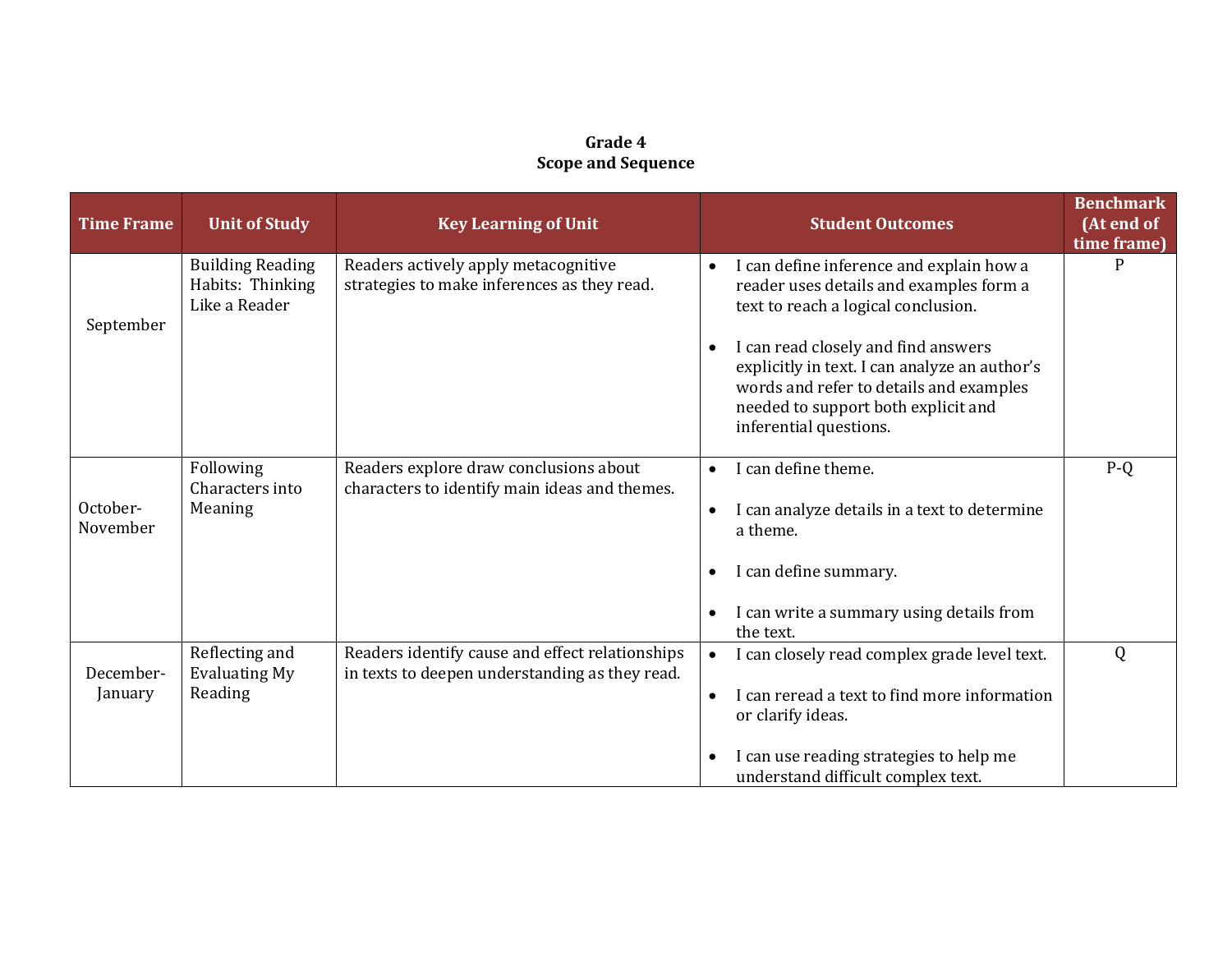**Grade 4**
**Scope and Sequence**

| Time Frame | Unit of Study | Key Learning of Unit | Student Outcomes | Benchmark (At end of time frame) |
|---|---|---|---|---|
| September | Building Reading Habits: Thinking Like a Reader | Readers actively apply metacognitive strategies to make inferences as they read. | • I can define inference and explain how a reader uses details and examples form a text to reach a logical conclusion.<br><br>• I can read closely and find answers explicitly in text. I can analyze an author's words and refer to details and examples needed to support both explicit and inferential questions. | P |
| October-November | Following Characters into Meaning | Readers explore draw conclusions about characters to identify main ideas and themes. | • I can define theme.<br><br>• I can analyze details in a text to determine a theme.<br><br>• I can define summary.<br><br>• I can write a summary using details from the text. | P-Q |
| December-January | Reflecting and Evaluating My Reading | Readers identify cause and effect relationships in texts to deepen understanding as they read. | • I can closely read complex grade level text.<br><br>• I can reread a text to find more information or clarify ideas.<br><br>• I can use reading strategies to help me understand difficult complex text. | Q |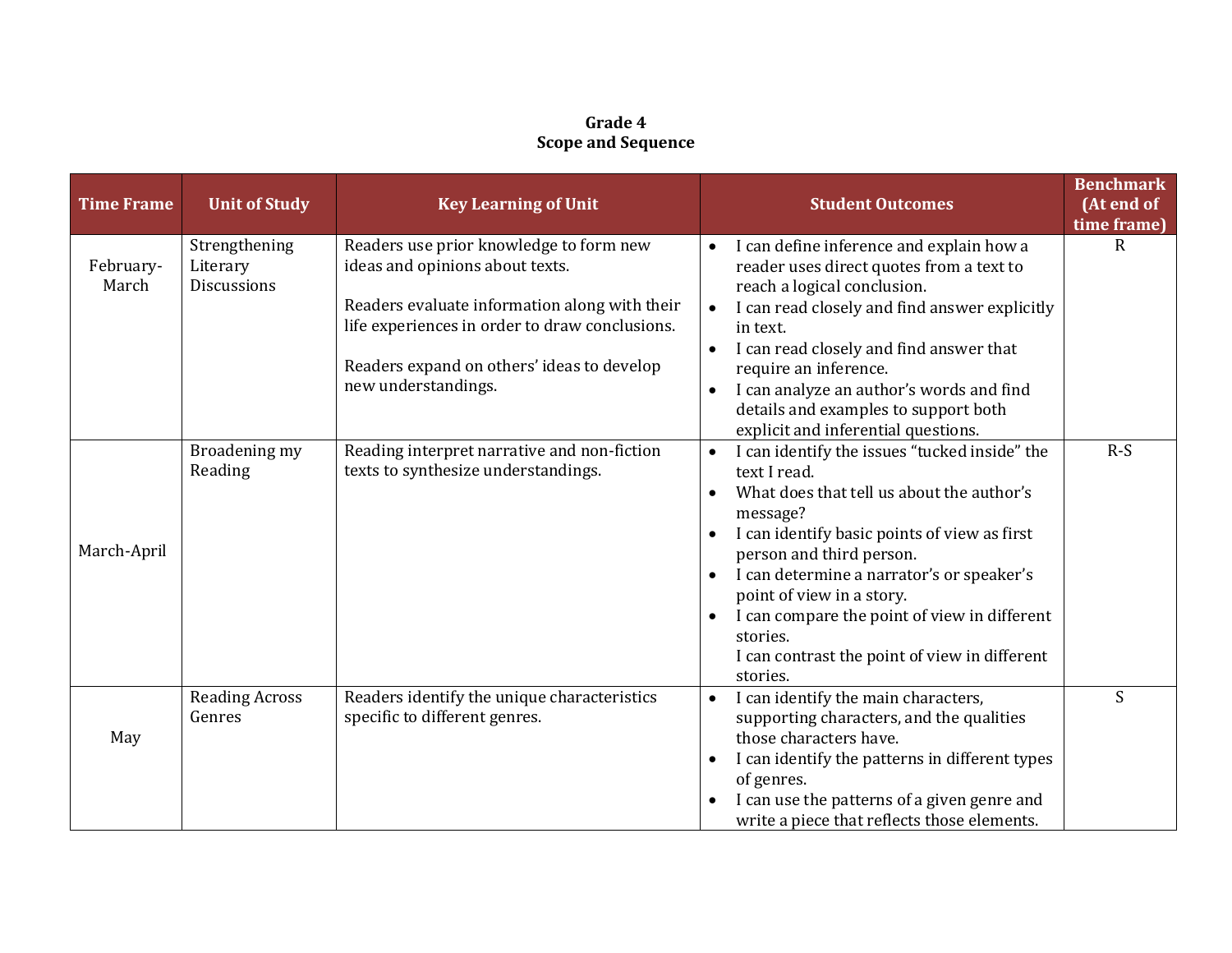**Grade 4**
**Scope and Sequence**

| Time Frame | Unit of Study | Key Learning of Unit | Student Outcomes | Benchmark (At end of time frame) |
|---|---|---|---|---|
| February-March | Strengthening Literary Discussions | Readers use prior knowledge to form new ideas and opinions about texts.<br><br>Readers evaluate information along with their life experiences in order to draw conclusions.<br><br>Readers expand on others' ideas to develop new understandings. | • I can define inference and explain how a reader uses direct quotes from a text to reach a logical conclusion.<br>• I can read closely and find answer explicitly in text.<br>• I can read closely and find answer that require an inference.<br>• I can analyze an author's words and find details and examples to support both explicit and inferential questions. | R |
| March-April | Broadening my Reading | Reading interpret narrative and non-fiction texts to synthesize understandings. | • I can identify the issues "tucked inside" the text I read.<br>• What does that tell us about the author's message?<br>• I can identify basic points of view as first person and third person.<br>• I can determine a narrator's or speaker's point of view in a story.<br>• I can compare the point of view in different stories.<br>I can contrast the point of view in different stories. | R-S |
| May | Reading Across Genres | Readers identify the unique characteristics specific to different genres. | • I can identify the main characters, supporting characters, and the qualities those characters have.<br>• I can identify the patterns in different types of genres.<br>• I can use the patterns of a given genre and write a piece that reflects those elements. | S |